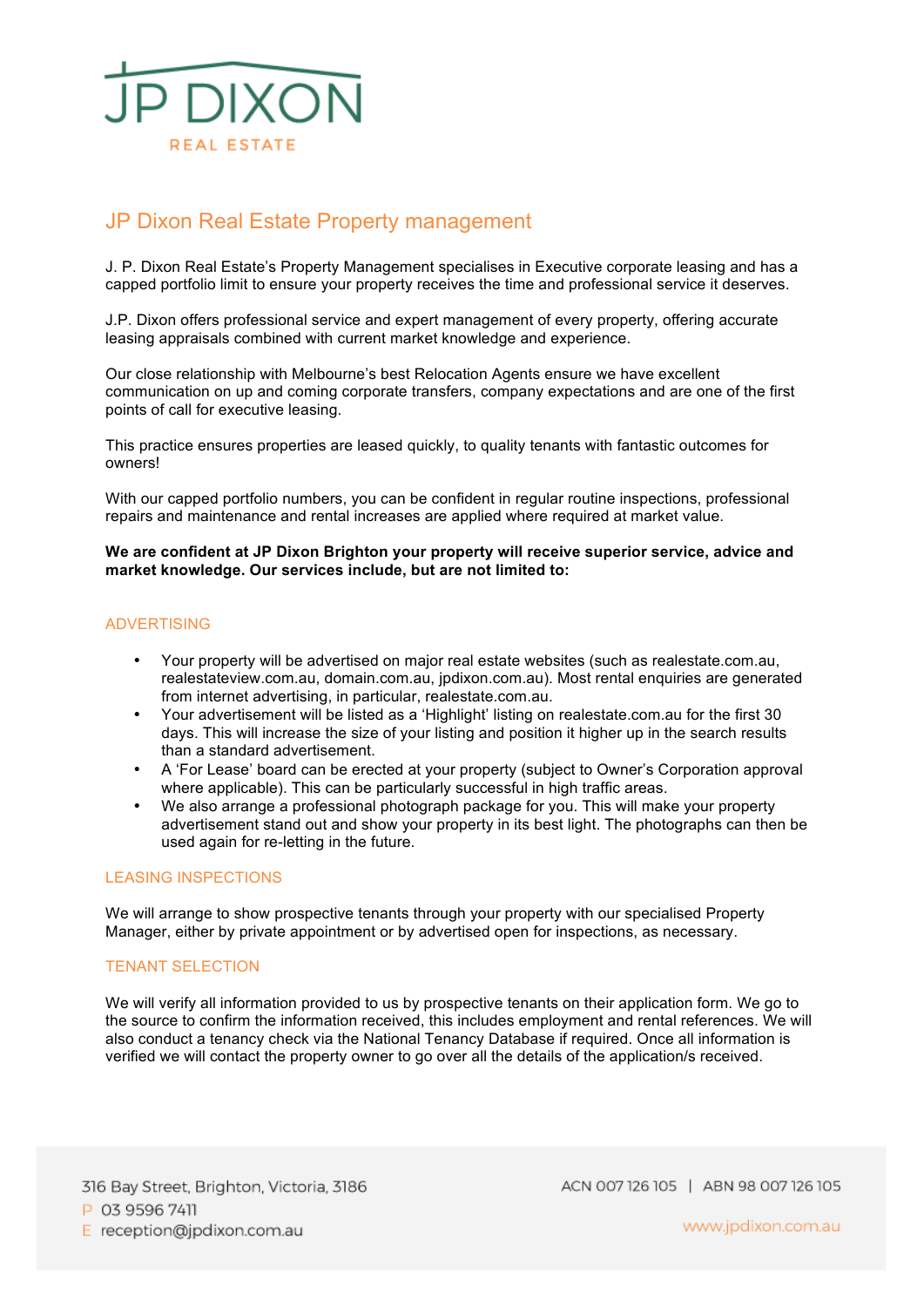JP DIXON

REAL ESTATE

# JP Dixon Real Estate Property management

J. P. Dixon Real Estate's Property Management specialises in Executive corporate leasing and has a capped portfolio limit to ensure your property receives the time and professional service it deserves.

J.P. Dixon offers professional service and expert management of every property, offering accurate leasing appraisals combined with current market knowledge and experience.

Our close relationship with Melbourne's best Relocation Agents ensure we have excellent communication on up and coming corporate transfers, company expectations and are one of the first points of call for executive leasing.

This practice ensures properties are leased quickly, to quality tenants with fantastic outcomes for owners!

With our capped portfolio numbers, you can be confident in regular routine inspections, professional repairs and maintenance and rental increases are applied where required at market value.

**We are confident at JP Dixon Brighton your property will receive superior service, advice and market knowledge. Our services include, but are not limited to:**

## ADVERTISING

- Your property will be advertised on major real estate websites (such as realestate.com.au, realestateview.com.au, domain.com.au, jpdixon.com.au). Most rental enquiries are generated from internet advertising, in particular, realestate.com.au.
- Your advertisement will be listed as a 'Highlight' listing on realestate.com.au for the first 30 days. This will increase the size of your listing and position it higher up in the search results than a standard advertisement.
- A 'For Lease' board can be erected at your property (subject to Owner's Corporation approval where applicable). This can be particularly successful in high traffic areas.
- We also arrange a professional photograph package for you. This will make your property advertisement stand out and show your property in its best light. The photographs can then be used again for re-letting in the future.

## LEASING INSPECTIONS

We will arrange to show prospective tenants through your property with our specialised Property Manager, either by private appointment or by advertised open for inspections, as necessary.

## TENANT SELECTION

We will verify all information provided to us by prospective tenants on their application form. We go to the source to confirm the information received, this includes employment and rental references. We will also conduct a tenancy check via the National Tenancy Database if required. Once all information is verified we will contact the property owner to go over all the details of the application/s received.

316 Bay Street, Brighton, Victoria, 3186
P 03 9596 7411
E reception@jpdixon.com.au

ACN 007 126 105 | ABN 98 007 126 105

www.jpdixon.com.au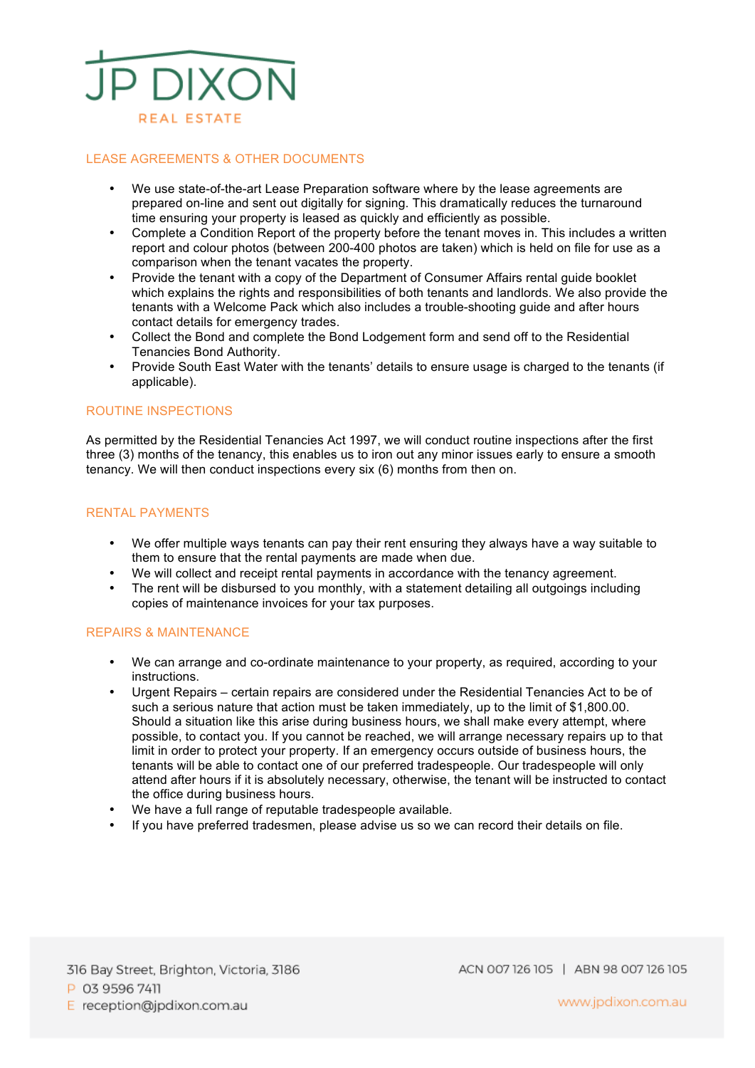## LEASE AGREEMENTS & OTHER DOCUMENTS

- We use state-of-the-art Lease Preparation software where by the lease agreements are prepared on-line and sent out digitally for signing. This dramatically reduces the turnaround time ensuring your property is leased as quickly and efficiently as possible.
- Complete a Condition Report of the property before the tenant moves in. This includes a written report and colour photos (between 200-400 photos are taken) which is held on file for use as a comparison when the tenant vacates the property.
- Provide the tenant with a copy of the Department of Consumer Affairs rental guide booklet which explains the rights and responsibilities of both tenants and landlords. We also provide the tenants with a Welcome Pack which also includes a trouble-shooting guide and after hours contact details for emergency trades.
- Collect the Bond and complete the Bond Lodgement form and send off to the Residential Tenancies Bond Authority.
- Provide South East Water with the tenants' details to ensure usage is charged to the tenants (if applicable).

## ROUTINE INSPECTIONS

As permitted by the Residential Tenancies Act 1997, we will conduct routine inspections after the first three (3) months of the tenancy, this enables us to iron out any minor issues early to ensure a smooth tenancy. We will then conduct inspections every six (6) months from then on.

## RENTAL PAYMENTS

- We offer multiple ways tenants can pay their rent ensuring they always have a way suitable to them to ensure that the rental payments are made when due.
- We will collect and receipt rental payments in accordance with the tenancy agreement.
- The rent will be disbursed to you monthly, with a statement detailing all outgoings including copies of maintenance invoices for your tax purposes.

## REPAIRS & MAINTENANCE

- We can arrange and co-ordinate maintenance to your property, as required, according to your instructions.
- Urgent Repairs – certain repairs are considered under the Residential Tenancies Act to be of such a serious nature that action must be taken immediately, up to the limit of $1,800.00. Should a situation like this arise during business hours, we shall make every attempt, where possible, to contact you. If you cannot be reached, we will arrange necessary repairs up to that limit in order to protect your property. If an emergency occurs outside of business hours, the tenants will be able to contact one of our preferred tradespeople. Our tradespeople will only attend after hours if it is absolutely necessary, otherwise, the tenant will be instructed to contact the office during business hours.
- We have a full range of reputable tradespeople available.
- If you have preferred tradesmen, please advise us so we can record their details on file.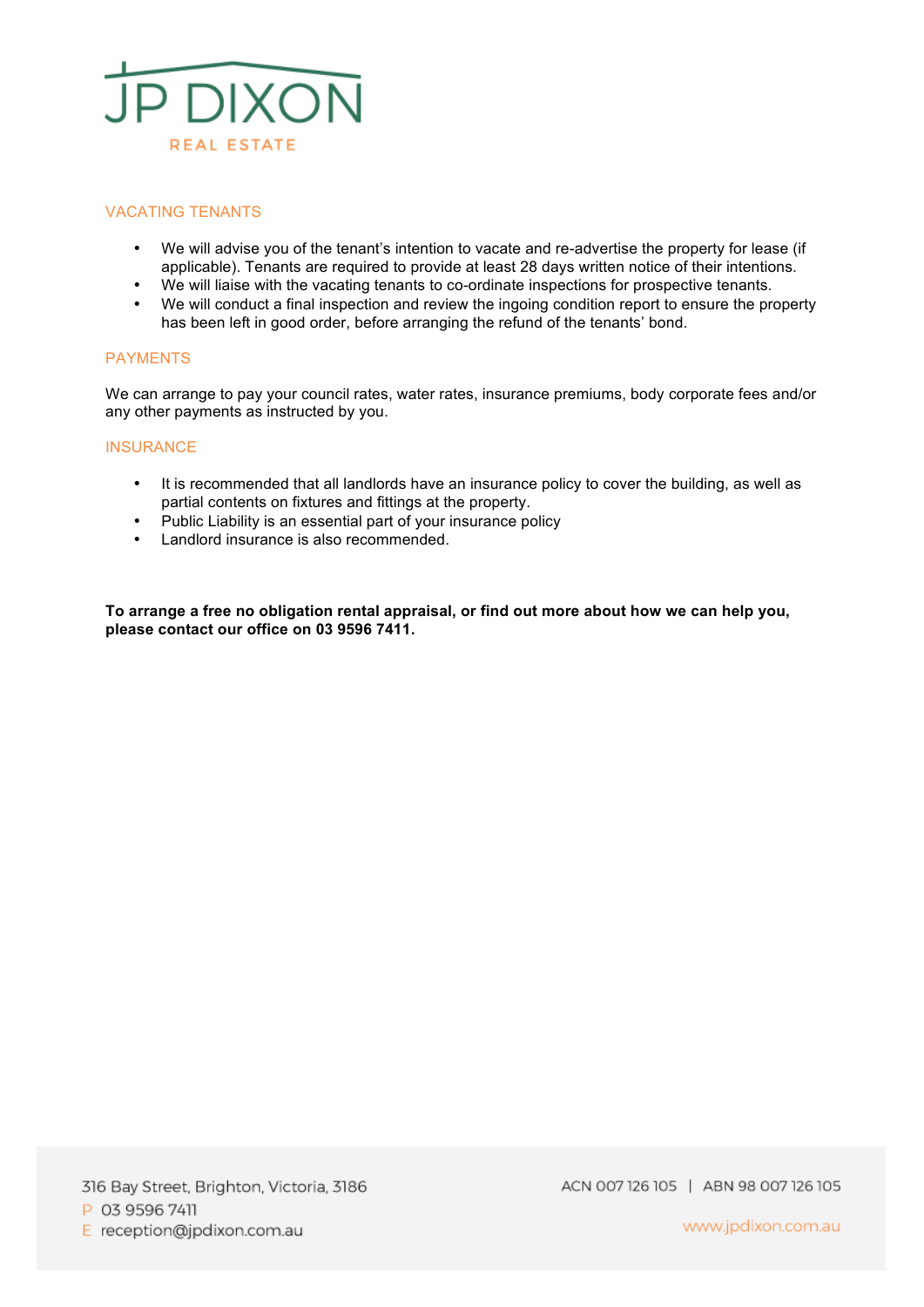## VACATING TENANTS

- We will advise you of the tenant's intention to vacate and re-advertise the property for lease (if applicable). Tenants are required to provide at least 28 days written notice of their intentions.
- We will liaise with the vacating tenants to co-ordinate inspections for prospective tenants.
- We will conduct a final inspection and review the ingoing condition report to ensure the property has been left in good order, before arranging the refund of the tenants' bond.

## PAYMENTS

We can arrange to pay your council rates, water rates, insurance premiums, body corporate fees and/or any other payments as instructed by you.

## INSURANCE

- It is recommended that all landlords have an insurance policy to cover the building, as well as partial contents on fixtures and fittings at the property.
- Public Liability is an essential part of your insurance policy
- Landlord insurance is also recommended.

**To arrange a free no obligation rental appraisal, or find out more about how we can help you, please contact our office on 03 9596 7411.**